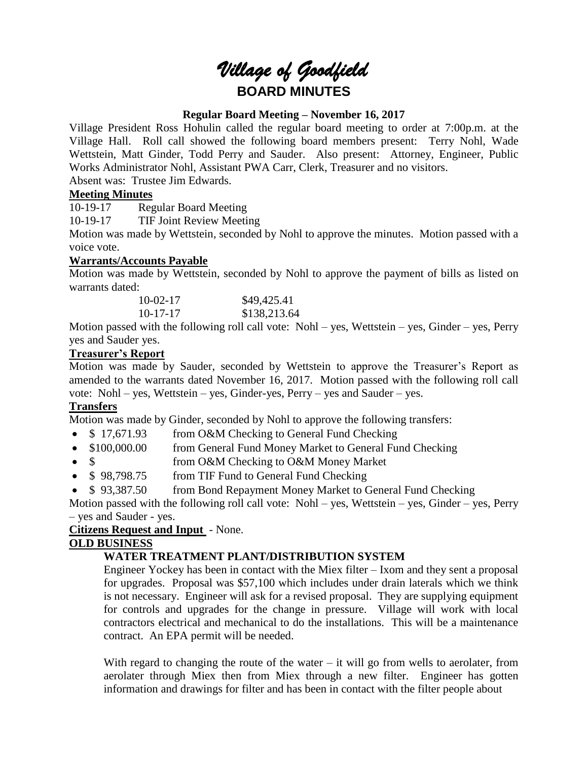# *Village of Goodfield*

## BOARD MINUTES

**Regular Board Meeting – November 16, 2017**

Village President Ross Hohulin called the regular board meeting to order at 7:00p.m. at the Village Hall. Roll call showed the following board members present: Terry Nohl, Wade Wettstein, Matt Ginder, Todd Perry and Sauder. Also present: Attorney, Engineer, Public Works Administrator Nohl, Assistant PWA Carr, Clerk, Treasurer and no visitors.

Absent was: Trustee Jim Edwards.

**Meeting Minutes**

10-19-17 Regular Board Meeting

10-19-17 TIF Joint Review Meeting

Motion was made by Wettstein, seconded by Nohl to approve the minutes. Motion passed with a voice vote.

**Warrants/Accounts Payable**

Motion was made by Wettstein, seconded by Nohl to approve the payment of bills as listed on warrants dated:

10-02-17 $49,425.41

10-17-17 $138,213.64

Motion passed with the following roll call vote: Nohl – yes, Wettstein – yes, Ginder – yes, Perry yes and Sauder yes.

**Treasurer's Report**

Motion was made by Sauder, seconded by Wettstein to approve the Treasurer's Report as amended to the warrants dated November 16, 2017. Motion passed with the following roll call vote: Nohl – yes, Wettstein – yes, Ginder-yes, Perry – yes and Sauder – yes.

**Transfers**

Motion was made by Ginder, seconded by Nohl to approve the following transfers:

- $ 17,671.93 from O&M Checking to General Fund Checking
- $100,000.00 from General Fund Money Market to General Fund Checking
- $ from O&M Checking to O&M Money Market
- $ 98,798.75 from TIF Fund to General Fund Checking
- $ 93,387.50 from Bond Repayment Money Market to General Fund Checking

Motion passed with the following roll call vote: Nohl – yes, Wettstein – yes, Ginder – yes, Perry – yes and Sauder - yes.

**Citizens Request and Input** - None.

**OLD BUSINESS**

**WATER TREATMENT PLANT/DISTRIBUTION SYSTEM**

Engineer Yockey has been in contact with the Miex filter – Ixom and they sent a proposal for upgrades. Proposal was $57,100 which includes under drain laterals which we think is not necessary. Engineer will ask for a revised proposal. They are supplying equipment for controls and upgrades for the change in pressure. Village will work with local contractors electrical and mechanical to do the installations. This will be a maintenance contract. An EPA permit will be needed.

With regard to changing the route of the water – it will go from wells to aerolater, from aerolater through Miex then from Miex through a new filter. Engineer has gotten information and drawings for filter and has been in contact with the filter people about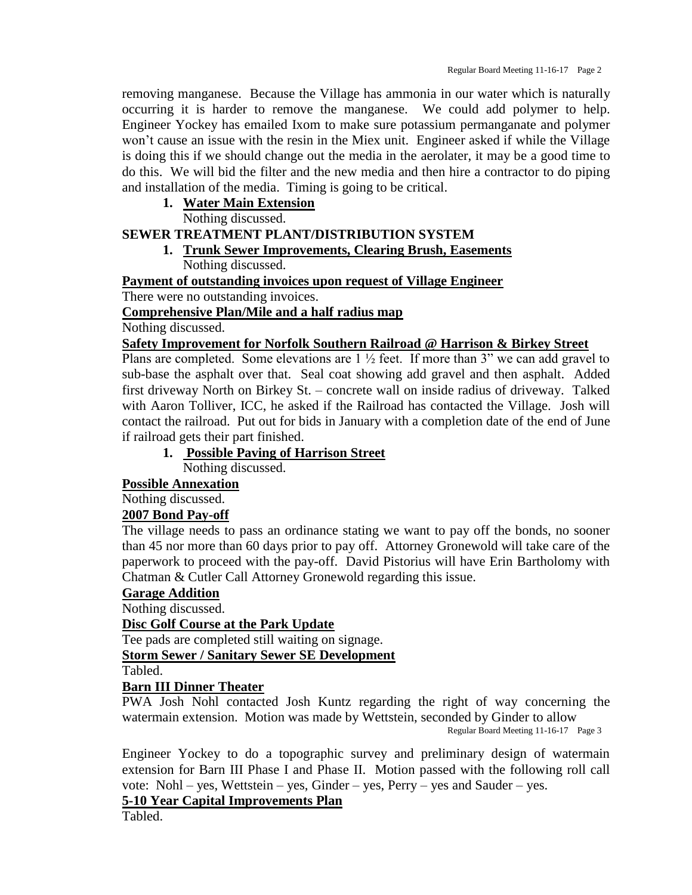removing manganese. Because the Village has ammonia in our water which is naturally occurring it is harder to remove the manganese. We could add polymer to help. Engineer Yockey has emailed Ixom to make sure potassium permanganate and polymer won't cause an issue with the resin in the Miex unit. Engineer asked if while the Village is doing this if we should change out the media in the aerolater, it may be a good time to do this. We will bid the filter and the new media and then hire a contractor to do piping and installation of the media. Timing is going to be critical.

1. **Water Main Extension**
   Nothing discussed.

**SEWER TREATMENT PLANT/DISTRIBUTION SYSTEM**

1. **Trunk Sewer Improvements, Clearing Brush, Easements**
   Nothing discussed.

**Payment of outstanding invoices upon request of Village Engineer**

There were no outstanding invoices.

**Comprehensive Plan/Mile and a half radius map**

Nothing discussed.

**Safety Improvement for Norfolk Southern Railroad @ Harrison & Birkey Street**

Plans are completed. Some elevations are 1 ½ feet. If more than 3" we can add gravel to sub-base the asphalt over that. Seal coat showing add gravel and then asphalt. Added first driveway North on Birkey St. – concrete wall on inside radius of driveway. Talked with Aaron Tolliver, ICC, he asked if the Railroad has contacted the Village. Josh will contact the railroad. Put out for bids in January with a completion date of the end of June if railroad gets their part finished.

1. **Possible Paving of Harrison Street**
   Nothing discussed.

**Possible Annexation**

Nothing discussed.

**2007 Bond Pay-off**

The village needs to pass an ordinance stating we want to pay off the bonds, no sooner than 45 nor more than 60 days prior to pay off. Attorney Gronewold will take care of the paperwork to proceed with the pay-off. David Pistorius will have Erin Bartholomy with Chatman & Cutler Call Attorney Gronewold regarding this issue.

**Garage Addition**

Nothing discussed.

**Disc Golf Course at the Park Update**

Tee pads are completed still waiting on signage.

**Storm Sewer / Sanitary Sewer SE Development**

Tabled.

**Barn III Dinner Theater**

PWA Josh Nohl contacted Josh Kuntz regarding the right of way concerning the watermain extension. Motion was made by Wettstein, seconded by Ginder to allow Engineer Yockey to do a topographic survey and preliminary design of watermain extension for Barn III Phase I and Phase II. Motion passed with the following roll call vote: Nohl – yes, Wettstein – yes, Ginder – yes, Perry – yes and Sauder – yes.

**5-10 Year Capital Improvements Plan**

Tabled.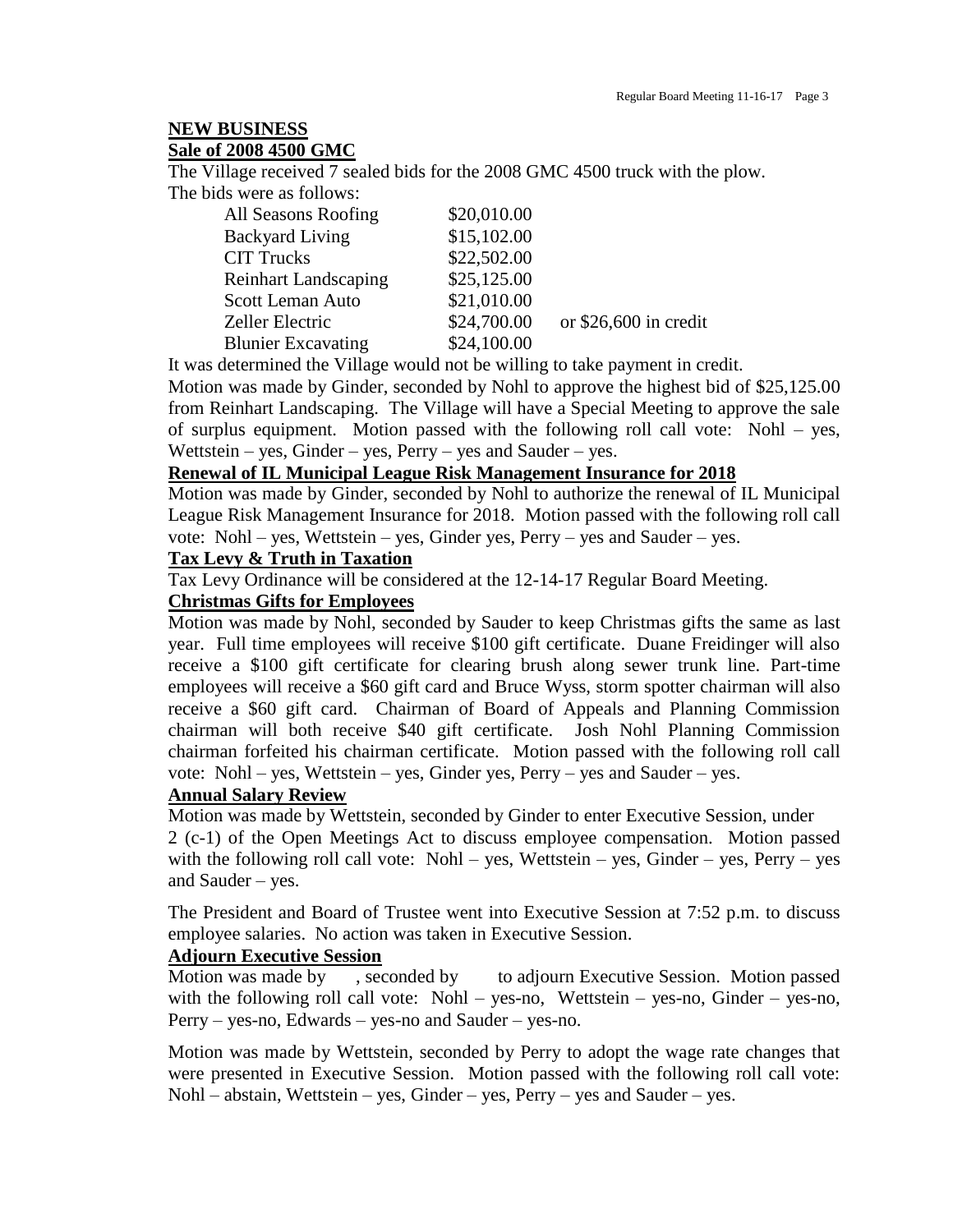## NEW BUSINESS

### Sale of 2008 4500 GMC

The Village received 7 sealed bids for the 2008 GMC 4500 truck with the plow. The bids were as follows:

| | | |
|---|---|---|
| All Seasons Roofing | \$20,010.00 | |
| Backyard Living | \$15,102.00 | |
| CIT Trucks | \$22,502.00 | |
| Reinhart Landscaping | \$25,125.00 | |
| Scott Leman Auto | \$21,010.00 | |
| Zeller Electric | \$24,700.00 | or \$26,600 in credit |
| Blunier Excavating | \$24,100.00 | |

It was determined the Village would not be willing to take payment in credit.

Motion was made by Ginder, seconded by Nohl to approve the highest bid of \$25,125.00 from Reinhart Landscaping. The Village will have a Special Meeting to approve the sale of surplus equipment. Motion passed with the following roll call vote: Nohl – yes, Wettstein – yes, Ginder – yes, Perry – yes and Sauder – yes.

### Renewal of IL Municipal League Risk Management Insurance for 2018

Motion was made by Ginder, seconded by Nohl to authorize the renewal of IL Municipal League Risk Management Insurance for 2018. Motion passed with the following roll call vote: Nohl – yes, Wettstein – yes, Ginder yes, Perry – yes and Sauder – yes.

### Tax Levy & Truth in Taxation

Tax Levy Ordinance will be considered at the 12-14-17 Regular Board Meeting.

### Christmas Gifts for Employees

Motion was made by Nohl, seconded by Sauder to keep Christmas gifts the same as last year. Full time employees will receive \$100 gift certificate. Duane Freidinger will also receive a \$100 gift certificate for clearing brush along sewer trunk line. Part-time employees will receive a \$60 gift card and Bruce Wyss, storm spotter chairman will also receive a \$60 gift card. Chairman of Board of Appeals and Planning Commission chairman will both receive \$40 gift certificate. Josh Nohl Planning Commission chairman forfeited his chairman certificate. Motion passed with the following roll call vote: Nohl – yes, Wettstein – yes, Ginder yes, Perry – yes and Sauder – yes.

### Annual Salary Review

Motion was made by Wettstein, seconded by Ginder to enter Executive Session, under 2 (c-1) of the Open Meetings Act to discuss employee compensation. Motion passed with the following roll call vote: Nohl – yes, Wettstein – yes, Ginder – yes, Perry – yes and Sauder – yes.

The President and Board of Trustee went into Executive Session at 7:52 p.m. to discuss employee salaries. No action was taken in Executive Session.

### Adjourn Executive Session

Motion was made by , seconded by to adjourn Executive Session. Motion passed with the following roll call vote: Nohl – yes-no, Wettstein – yes-no, Ginder – yes-no, Perry – yes-no, Edwards – yes-no and Sauder – yes-no.

Motion was made by Wettstein, seconded by Perry to adopt the wage rate changes that were presented in Executive Session. Motion passed with the following roll call vote: Nohl – abstain, Wettstein – yes, Ginder – yes, Perry – yes and Sauder – yes.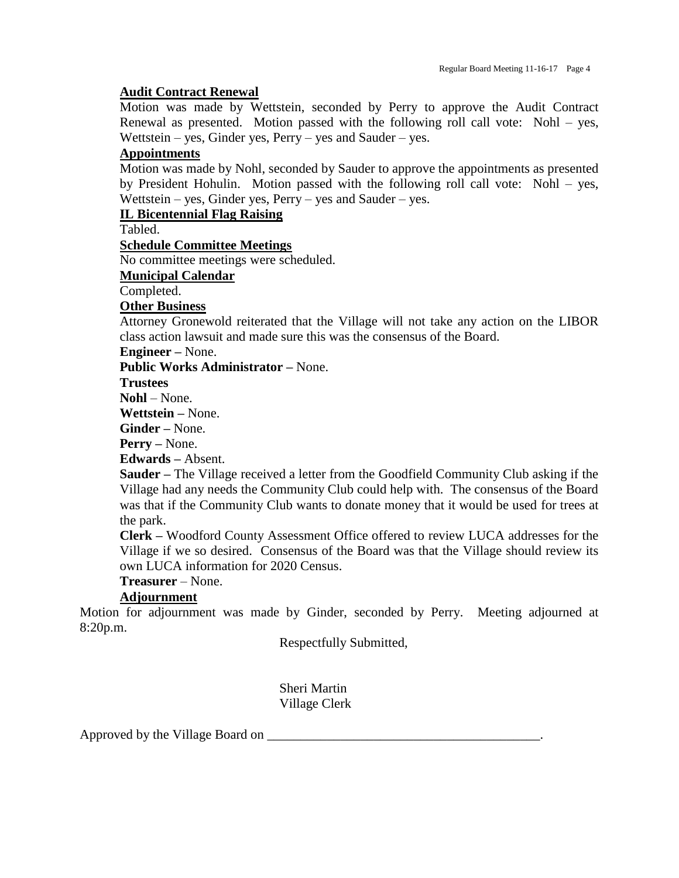**Audit Contract Renewal**

Motion was made by Wettstein, seconded by Perry to approve the Audit Contract Renewal as presented. Motion passed with the following roll call vote: Nohl – yes, Wettstein – yes, Ginder yes, Perry – yes and Sauder – yes.

**Appointments**

Motion was made by Nohl, seconded by Sauder to approve the appointments as presented by President Hohulin. Motion passed with the following roll call vote: Nohl – yes, Wettstein – yes, Ginder yes, Perry – yes and Sauder – yes.

**IL Bicentennial Flag Raising**

Tabled.

**Schedule Committee Meetings**

No committee meetings were scheduled.

**Municipal Calendar**

Completed.

**Other Business**

Attorney Gronewold reiterated that the Village will not take any action on the LIBOR class action lawsuit and made sure this was the consensus of the Board.

**Engineer –** None.

**Public Works Administrator –** None.

**Trustees**

**Nohl** – None.

**Wettstein –** None.

**Ginder –** None.

**Perry –** None.

**Edwards –** Absent.

**Sauder –** The Village received a letter from the Goodfield Community Club asking if the Village had any needs the Community Club could help with. The consensus of the Board was that if the Community Club wants to donate money that it would be used for trees at the park.

**Clerk –** Woodford County Assessment Office offered to review LUCA addresses for the Village if we so desired. Consensus of the Board was that the Village should review its own LUCA information for 2020 Census.

**Treasurer** – None.

**Adjournment**

Motion for adjournment was made by Ginder, seconded by Perry. Meeting adjourned at 8:20p.m.

Respectfully Submitted,

Sheri Martin
Village Clerk

Approved by the Village Board on \_\_\_\_\_\_\_\_\_\_\_\_\_\_\_\_\_\_\_\_\_\_\_\_\_\_\_\_\_\_\_\_\_\_\_\_\_\_\_\_.